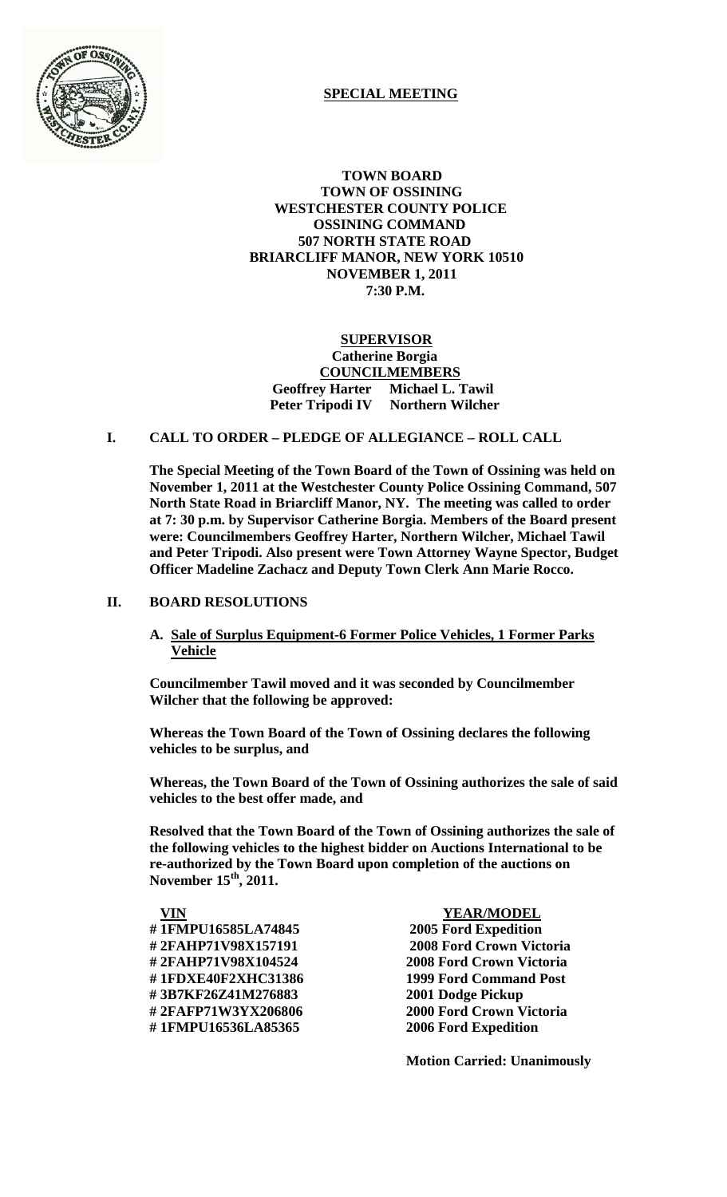**SPECIAL MEETING**

**TOWN BOARD**
**TOWN OF OSSINING**
**WESTCHESTER COUNTY POLICE**
**OSSINING COMMAND**
**507 NORTH STATE ROAD**
**BRIARCLIFF MANOR, NEW YORK 10510**
**NOVEMBER 1, 2011**
**7:30 P.M.**

**SUPERVISOR**
**Catherine Borgia**
**COUNCILMEMBERS**
**Geoffrey Harter Michael L. Tawil**
**Peter Tripodi IV Northern Wilcher**

## I. CALL TO ORDER – PLEDGE OF ALLEGIANCE – ROLL CALL

**The Special Meeting of the Town Board of the Town of Ossining was held on November 1, 2011 at the Westchester County Police Ossining Command, 507 North State Road in Briarcliff Manor, NY. The meeting was called to order at 7: 30 p.m. by Supervisor Catherine Borgia. Members of the Board present were: Councilmembers Geoffrey Harter, Northern Wilcher, Michael Tawil and Peter Tripodi. Also present were Town Attorney Wayne Spector, Budget Officer Madeline Zachacz and Deputy Town Clerk Ann Marie Rocco.**

## II. BOARD RESOLUTIONS

### A. Sale of Surplus Equipment-6 Former Police Vehicles, 1 Former Parks Vehicle

**Councilmember Tawil moved and it was seconded by Councilmember Wilcher that the following be approved:**

**Whereas the Town Board of the Town of Ossining declares the following vehicles to be surplus, and**

**Whereas, the Town Board of the Town of Ossining authorizes the sale of said vehicles to the best offer made, and**

**Resolved that the Town Board of the Town of Ossining authorizes the sale of the following vehicles to the highest bidder on Auctions International to be re-authorized by the Town Board upon completion of the auctions on November 15th, 2011.**

| VIN | YEAR/MODEL |
|---|---|
| # 1FMPU16585LA74845 | 2005 Ford Expedition |
| # 2FAHP71V98X157191 | 2008 Ford Crown Victoria |
| # 2FAHP71V98X104524 | 2008 Ford Crown Victoria |
| # 1FDXE40F2XHC31386 | 1999 Ford Command Post |
| # 3B7KF26Z41M276883 | 2001 Dodge Pickup |
| # 2FAFP71W3YX206806 | 2000 Ford Crown Victoria |
| # 1FMPU16536LA85365 | 2006 Ford Expedition |

**Motion Carried: Unanimously**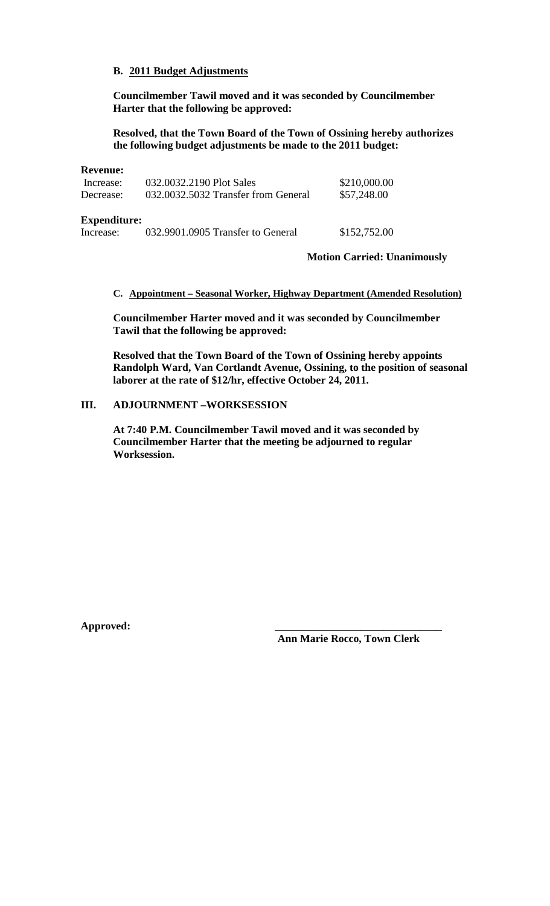**B. 2011 Budget Adjustments**

**Councilmember Tawil moved and it was seconded by Councilmember Harter that the following be approved:**

**Resolved, that the Town Board of the Town of Ossining hereby authorizes the following budget adjustments be made to the 2011 budget:**

**Revenue:**

| | | |
|---|---|---|
| Increase: | 032.0032.2190 Plot Sales | \$210,000.00 |
| Decrease: | 032.0032.5032 Transfer from General | \$57,248.00 |

**Expenditure:**

| | | |
|---|---|---|
| Increase: | 032.9901.0905 Transfer to General | \$152,752.00 |

**Motion Carried: Unanimously**

**C. Appointment – Seasonal Worker, Highway Department (Amended Resolution)**

**Councilmember Harter moved and it was seconded by Councilmember Tawil that the following be approved:**

**Resolved that the Town Board of the Town of Ossining hereby appoints Randolph Ward, Van Cortlandt Avenue, Ossining, to the position of seasonal laborer at the rate of \$12/hr, effective October 24, 2011.**

## III. ADJOURNMENT –WORKSESSION

**At 7:40 P.M. Councilmember Tawil moved and it was seconded by Councilmember Harter that the meeting be adjourned to regular Worksession.**

**Approved:** ______________________________

**Ann Marie Rocco, Town Clerk**